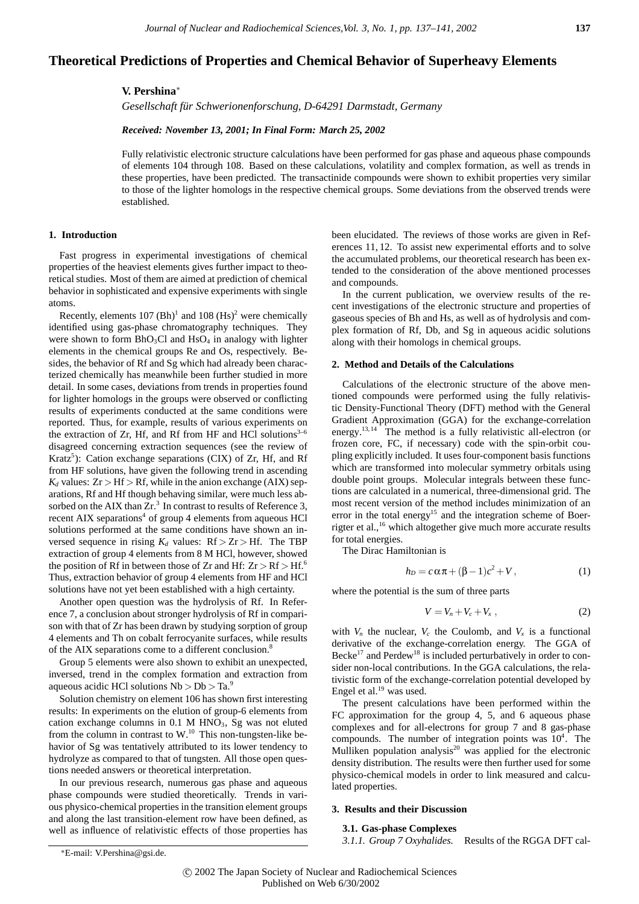# Theoretical Predictions of Properties and Chemical Behavior of Superheavy Elements

**V. Pershina***

*Gesellschaft für Schwerionenforschung, D-64291 Darmstadt, Germany*

***Received: November 13, 2001; In Final Form: March 25, 2002***

Fully relativistic electronic structure calculations have been performed for gas phase and aqueous phase compounds of elements 104 through 108. Based on these calculations, volatility and complex formation, as well as trends in these properties, have been predicted. The transactinide compounds were shown to exhibit properties very similar to those of the lighter homologs in the respective chemical groups. Some deviations from the observed trends were established.

## 1. Introduction

Fast progress in experimental investigations of chemical properties of the heaviest elements gives further impact to theoretical studies. Most of them are aimed at prediction of chemical behavior in sophisticated and expensive experiments with single atoms.

Recently, elements 107 (Bh)[1] and 108 (Hs)[2] were chemically identified using gas-phase chromatography techniques. They were shown to form $BhO_3Cl$ and $HsO_4$ in analogy with lighter elements in the chemical groups Re and Os, respectively. Besides, the behavior of Rf and Sg which had already been characterized chemically has meanwhile been further studied in more detail. In some cases, deviations from trends in properties found for lighter homologs in the groups were observed or conflicting results of experiments conducted at the same conditions were reported. Thus, for example, results of various experiments on the extraction of Zr, Hf, and Rf from HF and HCl solutions[3–6] disagreed concerning extraction sequences (see the review of Kratz[5]): Cation exchange separations (CIX) of Zr, Hf, and Rf from HF solutions, have given the following trend in ascending $K_d$ values: Zr > Hf > Rf, while in the anion exchange (AIX) separations, Rf and Hf though behaving similar, were much less absorbed on the AIX than Zr.[3] In contrast to results of Reference 3, recent AIX separations[4] of group 4 elements from aqueous HCl solutions performed at the same conditions have shown an inversed sequence in rising $K_d$ values: Rf > Zr > Hf. The TBP extraction of group 4 elements from 8 M HCl, however, showed the position of Rf in between those of Zr and Hf: Zr > Rf > Hf.[6] Thus, extraction behavior of group 4 elements from HF and HCl solutions have not yet been established with a high certainty.

Another open question was the hydrolysis of Rf. In Reference 7, a conclusion about stronger hydrolysis of Rf in comparison with that of Zr has been drawn by studying sorption of group 4 elements and Th on cobalt ferrocyanite surfaces, while results of the AIX separations come to a different conclusion.[8]

Group 5 elements were also shown to exhibit an unexpected, inversed, trend in the complex formation and extraction from aqueous acidic HCl solutions Nb > Db > Ta.[9]

Solution chemistry on element 106 has shown first interesting results: In experiments on the elution of group-6 elements from cation exchange columns in 0.1 M $HNO_3$, Sg was not eluted from the column in contrast to W.[10] This non-tungsten-like behavior of Sg was tentatively attributed to its lower tendency to hydrolyze as compared to that of tungsten. All those open questions needed answers or theoretical interpretation.

In our previous research, numerous gas phase and aqueous phase compounds were studied theoretically. Trends in various physico-chemical properties in the transition element groups and along the last transition-element row have been defined, as well as influence of relativistic effects of those properties has been elucidated. The reviews of those works are given in References 11, 12. To assist new experimental efforts and to solve the accumulated problems, our theoretical research has been extended to the consideration of the above mentioned processes and compounds.

In the current publication, we overview results of the recent investigations of the electronic structure and properties of gaseous species of Bh and Hs, as well as of hydrolysis and complex formation of Rf, Db, and Sg in aqueous acidic solutions along with their homologs in chemical groups.

## 2. Method and Details of the Calculations

Calculations of the electronic structure of the above mentioned compounds were performed using the fully relativistic Density-Functional Theory (DFT) method with the General Gradient Approximation (GGA) for the exchange-correlation energy.[13,14] The method is a fully relativistic all-electron (or frozen core, FC, if necessary) code with the spin-orbit coupling explicitly included. It uses four-component basis functions which are transformed into molecular symmetry orbitals using double point groups. Molecular integrals between these functions are calculated in a numerical, three-dimensional grid. The most recent version of the method includes minimization of an error in the total energy[15] and the integration scheme of Boerrigter et al.,[16] which altogether give much more accurate results for total energies.

The Dirac Hamiltonian is

$$h_D = c\alpha\pi + (\beta - 1)c^2 + V\,, \tag{1}$$

where the potential is the sum of three parts

$$V = V_n + V_c + V_x\,, \tag{2}$$

with $V_n$ the nuclear, $V_c$ the Coulomb, and $V_x$ is a functional derivative of the exchange-correlation energy. The GGA of Becke[17] and Perdew[18] is included perturbatively in order to consider non-local contributions. In the GGA calculations, the relativistic form of the exchange-correlation potential developed by Engel et al.[19] was used.

The present calculations have been performed within the FC approximation for the group 4, 5, and 6 aqueous phase complexes and for all-electrons for group 7 and 8 gas-phase compounds. The number of integration points was $10^4$. The Mulliken population analysis[20] was applied for the electronic density distribution. The results were then further used for some physico-chemical models in order to link measured and calculated properties.

## 3. Results and their Discussion

### 3.1. Gas-phase Complexes

*3.1.1. Group 7 Oxyhalides.* Results of the RGGA DFT cal-

*E-mail: V.Pershina@gsi.de.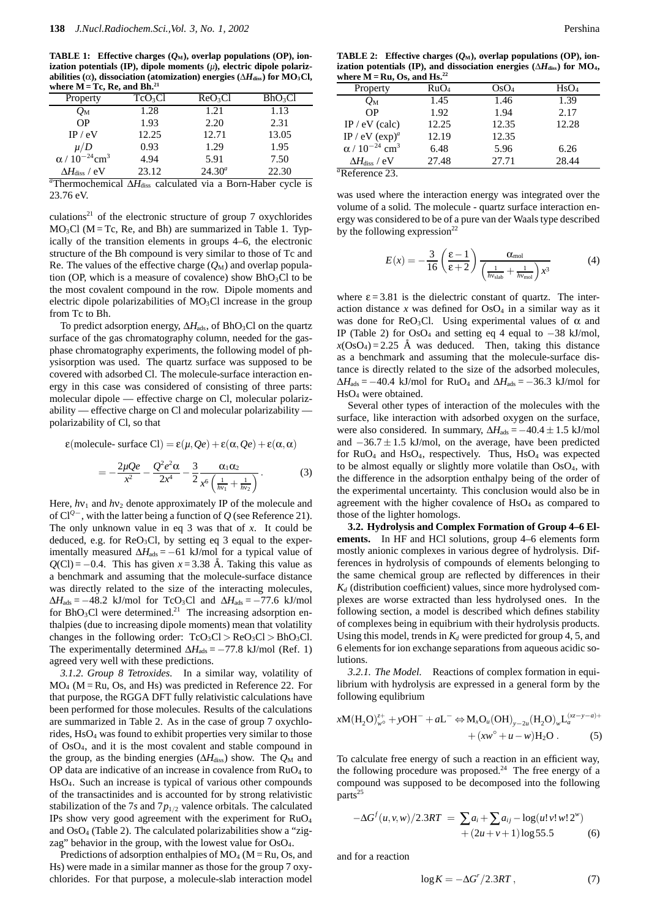**TABLE 1: Effective charges ($Q_M$), overlap populations (OP), ionization potentials (IP), dipole moments ($\mu$), electric dipole polarizabilities ($\alpha$), dissociation (atomization) energies ($\Delta H_{diss}$) for $MO_3Cl$, where M = Tc, Re, and Bh.**[21]

| Property | $TcO_3Cl$ | $ReO_3Cl$ | $BhO_3Cl$ |
|---|---|---|---|
| $Q_M$ | 1.28 | 1.21 | 1.13 |
| OP | 1.93 | 2.20 | 2.31 |
| IP / eV | 12.25 | 12.71 | 13.05 |
| $\mu/D$ | 0.93 | 1.29 | 1.95 |
| $\alpha$ / $10^{-24}$cm$^3$ | 4.94 | 5.91 | 7.50 |
| $\Delta H_{diss}$ / eV | 23.12 | 24.30[a] | 22.30 |

[a]Thermochemical $\Delta H_{diss}$ calculated via a Born-Haber cycle is 23.76 eV.

culations[21] of the electronic structure of group 7 oxychlorides $MO_3Cl$ (M = Tc, Re, and Bh) are summarized in Table 1. Typically of the transition elements in groups 4–6, the electronic structure of the Bh compound is very similar to those of Tc and Re. The values of the effective charge ($Q_M$) and overlap population (OP, which is a measure of covalence) show $BhO_3Cl$ to be the most covalent compound in the row. Dipole moments and electric dipole polarizabilities of $MO_3Cl$ increase in the group from Tc to Bh.

To predict adsorption energy, $\Delta H_{ads}$, of $BhO_3Cl$ on the quartz surface of the gas chromatography column, needed for the gas-phase chromatography experiments, the following model of physisorption was used. The quartz surface was supposed to be covered with adsorbed Cl. The molecule-surface interaction energy in this case was considered of consisting of three parts: molecular dipole — effective charge on Cl, molecular polarizability — effective charge on Cl and molecular polarizability — polarizability of Cl, so that

$$\varepsilon(\text{molecule- surface Cl}) = \varepsilon(\mu, Qe) + \varepsilon(\alpha, Qe) + \varepsilon(\alpha, \alpha)$$

$$= -\frac{2\mu Qe}{x^2} - \frac{Q^2e^2\alpha}{2x^4} - \frac{3}{2}\frac{\alpha_1\alpha_2}{x^6\left(\frac{1}{h\nu_1}+\frac{1}{h\nu_2}\right)}. \quad (3)$$

Here, $h\nu_1$ and $h\nu_2$ denote approximately IP of the molecule and of $Cl^{Q-}$, with the latter being a function of $Q$ (see Reference 21). The only unknown value in eq 3 was that of $x$. It could be deduced, e.g. for $ReO_3Cl$, by setting eq 3 equal to the experimentally measured $\Delta H_{ads} = -61$ kJ/mol for a typical value of $Q(Cl) = -0.4$. This has given $x = 3.38$ Å. Taking this value as a benchmark and assuming that the molecule-surface distance was directly related to the size of the interacting molecules, $\Delta H_{ads} = -48.2$ kJ/mol for $TcO_3Cl$ and $\Delta H_{ads} = -77.6$ kJ/mol for $BhO_3Cl$ were determined.[21] The increasing adsorption enthalpies (due to increasing dipole moments) mean that volatility changes in the following order: $TcO_3Cl > ReO_3Cl > BhO_3Cl$. The experimentally determined $\Delta H_{ads} = -77.8$ kJ/mol (Ref. 1) agreed very well with these predictions.

*3.1.2. Group 8 Tetroxides.* In a similar way, volatility of $MO_4$ (M = Ru, Os, and Hs) was predicted in Reference 22. For that purpose, the RGGA DFT fully relativistic calculations have been performed for those molecules. Results of the calculations are summarized in Table 2. As in the case of group 7 oxychlorides, $HsO_4$ was found to exhibit properties very similar to those of $OsO_4$, and it is the most covalent and stable compound in the group, as the binding energies ($\Delta H_{diss}$) show. The $Q_M$ and OP data are indicative of an increase in covalence from $RuO_4$ to $HsO_4$. Such an increase is typical of various other compounds of the transactinides and is accounted for by strong relativistic stabilization of the 7$s$ and 7$p_{1/2}$ valence orbitals. The calculated IPs show very good agreement with the experiment for $RuO_4$ and $OsO_4$ (Table 2). The calculated polarizabilities show a "zig-zag" behavior in the group, with the lowest value for $OsO_4$.

Predictions of adsorption enthalpies of $MO_4$ (M = Ru, Os, and Hs) were made in a similar manner as those for the group 7 oxychlorides. For that purpose, a molecule-slab interaction model

**TABLE 2: Effective charges ($Q_M$), overlap populations (OP), ionization potentials (IP), and dissociation energies ($\Delta H_{diss}$) for $MO_4$, where M = Ru, Os, and Hs.**[22]

| Property | $RuO_4$ | $OsO_4$ | $HsO_4$ |
|---|---|---|---|
| $Q_M$ | 1.45 | 1.46 | 1.39 |
| OP | 1.92 | 1.94 | 2.17 |
| IP / eV (calc) | 12.25 | 12.35 | 12.28 |
| IP / eV (exp)[a] | 12.19 | 12.35 | |
| $\alpha$ / $10^{-24}$ cm$^3$ | 6.48 | 5.96 | 6.26 |
| $\Delta H_{diss}$ / eV | 27.48 | 27.71 | 28.44 |

[a]Reference 23.

was used where the interaction energy was integrated over the volume of a solid. The molecule - quartz surface interaction energy was considered to be of a pure van der Waals type described by the following expression[22]

$$E(x) = -\frac{3}{16}\left(\frac{\varepsilon-1}{\varepsilon+2}\right)\frac{\alpha_{mol}}{\left(\frac{1}{h\nu_{slab}}+\frac{1}{h\nu_{mol}}\right)x^3} \quad (4)$$

where $\varepsilon = 3.81$ is the dielectric constant of quartz. The interaction distance $x$ was defined for $OsO_4$ in a similar way as it was done for $ReO_3Cl$. Using experimental values of $\alpha$ and IP (Table 2) for $OsO_4$ and setting eq 4 equal to $-38$ kJ/mol, $x(OsO_4) = 2.25$ Å was deduced. Then, taking this distance as a benchmark and assuming that the molecule-surface distance is directly related to the size of the adsorbed molecules, $\Delta H_{ads} = -40.4$ kJ/mol for $RuO_4$ and $\Delta H_{ads} = -36.3$ kJ/mol for $HsO_4$ were obtained.

Several other types of interaction of the molecules with the surface, like interaction with adsorbed oxygen on the surface, were also considered. In summary, $\Delta H_{ads} = -40.4 \pm 1.5$ kJ/mol and $-36.7 \pm 1.5$ kJ/mol, on the average, have been predicted for $RuO_4$ and $HsO_4$, respectively. Thus, $HsO_4$ was expected to be almost equally or slightly more volatile than $OsO_4$, with the difference in the adsorption enthalpy being of the order of the experimental uncertainty. This conclusion would also be in agreement with the higher covalence of $HsO_4$ as compared to those of the lighter homologs.

**3.2. Hydrolysis and Complex Formation of Group 4–6 Elements.** In HF and HCl solutions, group 4–6 elements form mostly anionic complexes in various degree of hydrolysis. Differences in hydrolysis of compounds of elements belonging to the same chemical group are reflected by differences in their $K_d$ (distribution coefficient) values, since more hydrolysed complexes are worse extracted than less hydrolysed ones. In the following section, a model is described which defines stability of complexes being in equilibrium with their hydrolysis products. Using this model, trends in $K_d$ were predicted for group 4, 5, and 6 elements for ion exchange separations from aqueous acidic solutions.

*3.2.1. The Model.* Reactions of complex formation in equilibrium with hydrolysis are expressed in a general form by the following equlibrium

$$xM(H_2O)^{z+}_{w^\circ} + yOH^- + aL^- \Leftrightarrow M_xO_u(OH)_{y-2u}(H_2O)_wL_a^{(xz-y-a)+} + (xw^\circ + u - w)H_2O\,. \quad (5)$$

To calculate free energy of such a reaction in an efficient way, the following procedure was proposed.[24] The free energy of a compound was supposed to be decomposed into the following parts[25]

$$-\Delta G^f(u,v,w)/2.3RT = \sum a_i + \sum a_{ij} - \log(u!\,v!\,w!\,2^w) + (2u+v+1)\log 55.5 \quad (6)$$

and for a reaction

$$\log K = -\Delta G^r/2.3RT\,, \quad (7)$$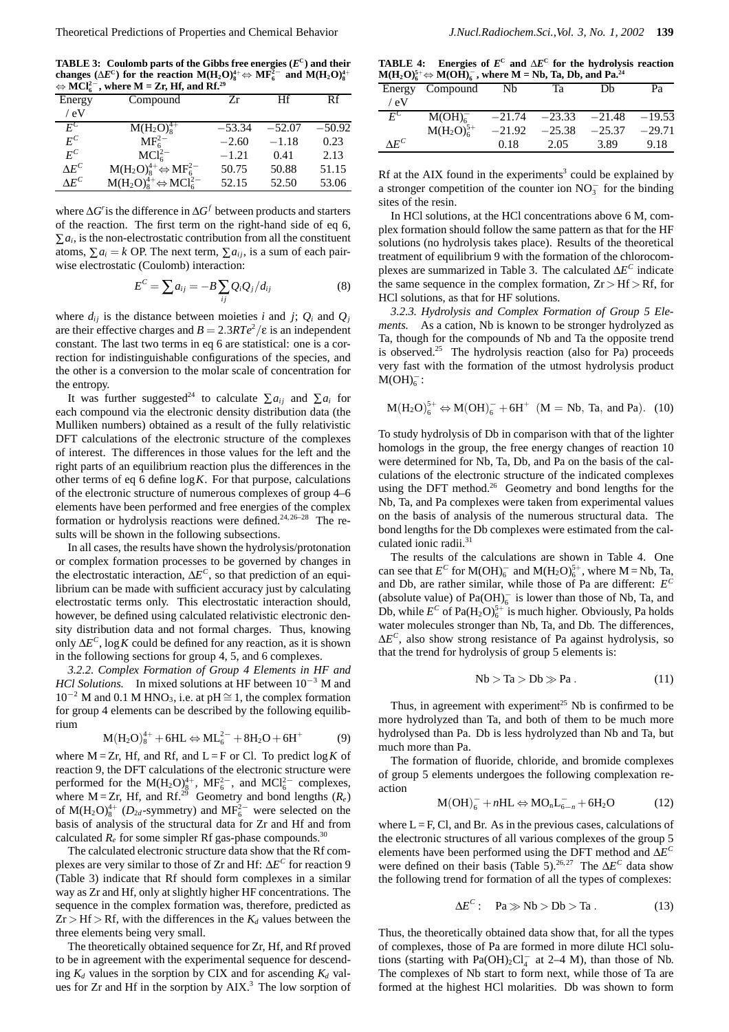**TABLE 3: Coulomb parts of the Gibbs free energies ($E^C$) and their changes ($\Delta E^C$) for the reaction $M(H_2O)_8^{4+} \Leftrightarrow MF_6^{2-}$ and $M(H_2O)_8^{4+} \Leftrightarrow MCl_6^{2-}$, where M = Zr, Hf, and Rf.[29]**

| Energy / eV | Compound | Zr | Hf | Rf |
|---|---|---|---|---|
| $E^C$ | $M(H_2O)_8^{4+}$ | −53.34 | −52.07 | −50.92 |
| $E^C$ | $MF_6^{2-}$ | −2.60 | −1.18 | 0.23 |
| $E^C$ | $MCl_6^{2-}$ | −1.21 | 0.41 | 2.13 |
| $\Delta E^C$ | $M(H_2O)_8^{4+} \Leftrightarrow MF_6^{2-}$ | 50.75 | 50.88 | 51.15 |
| $\Delta E^C$ | $M(H_2O)_8^{4+} \Leftrightarrow MCl_6^{2-}$ | 52.15 | 52.50 | 53.06 |

where $\Delta G^r$ is the difference in $\Delta G^f$ between products and starters of the reaction. The first term on the right-hand side of eq 6, $\sum a_i$, is the non-electrostatic contribution from all the constituent atoms, $\sum a_i = k$ OP. The next term, $\sum a_{ij}$, is a sum of each pairwise electrostatic (Coulomb) interaction:

$$E^C = \sum a_{ij} = -B \sum_{ij} Q_i Q_j / d_{ij} \tag{8}$$

where $d_{ij}$ is the distance between moieties $i$ and $j$; $Q_i$ and $Q_j$ are their effective charges and $B = 2.3RTe^2/\varepsilon$ is an independent constant. The last two terms in eq 6 are statistical: one is a correction for indistinguishable configurations of the species, and the other is a conversion to the molar scale of concentration for the entropy.

It was further suggested[24] to calculate $\sum a_{ij}$ and $\sum a_i$ for each compound via the electronic density distribution data (the Mulliken numbers) obtained as a result of the fully relativistic DFT calculations of the electronic structure of the complexes of interest. The differences in those values for the left and the right parts of an equilibrium reaction plus the differences in the other terms of eq 6 define $\log K$. For that purpose, calculations of the electronic structure of numerous complexes of group 4–6 elements have been performed and free energies of the complex formation or hydrolysis reactions were defined.[24,26–28] The results will be shown in the following subsections.

In all cases, the results have shown the hydrolysis/protonation or complex formation processes to be governed by changes in the electrostatic interaction, $\Delta E^C$, so that prediction of an equilibrium can be made with sufficient accuracy just by calculating electrostatic terms only. This electrostatic interaction should, however, be defined using calculated relativistic electronic density distribution data and not formal charges. Thus, knowing only $\Delta E^C$, $\log K$ could be defined for any reaction, as it is shown in the following sections for group 4, 5, and 6 complexes.

*3.2.2. Complex Formation of Group 4 Elements in HF and HCl Solutions.* In mixed solutions at HF between $10^{-3}$ M and $10^{-2}$ M and 0.1 M $HNO_3$, i.e. at pH $\cong$ 1, the complex formation for group 4 elements can be described by the following equilibrium

$$M(H_2O)_8^{4+} + 6HL \Leftrightarrow ML_6^{2-} + 8H_2O + 6H^+ \tag{9}$$

where M = Zr, Hf, and Rf, and L = F or Cl. To predict $\log K$ of reaction 9, the DFT calculations of the electronic structure were performed for the $M(H_2O)_8^{4+}$, $MF_6^{2-}$, and $MCl_6^{2-}$ complexes, where M = Zr, Hf, and Rf.[29] Geometry and bond lengths ($R_e$) of $M(H_2O)_8^{4+}$ ($D_{2d}$-symmetry) and $MF_6^{2-}$ were selected on the basis of analysis of the structural data for Zr and Hf and from calculated $R_e$ for some simpler Rf gas-phase compounds.[30]

The calculated electronic structure data show that the Rf complexes are very similar to those of Zr and Hf: $\Delta E^C$ for reaction 9 (Table 3) indicate that Rf should form complexes in a similar way as Zr and Hf, only at slightly higher HF concentrations. The sequence in the complex formation was, therefore, predicted as Zr > Hf > Rf, with the differences in the $K_d$ values between the three elements being very small.

The theoretically obtained sequence for Zr, Hf, and Rf proved to be in agreement with the experimental sequence for descending $K_d$ values in the sorption by CIX and for ascending $K_d$ values for Zr and Hf in the sorption by AIX.[3] The low sorption of Rf at the AIX found in the experiments[3] could be explained by a stronger competition of the counter ion $NO_3^-$ for the binding sites of the resin.

In HCl solutions, at the HCl concentrations above 6 M, complex formation should follow the same pattern as that for the HF solutions (no hydrolysis takes place). Results of the theoretical treatment of equilibrium 9 with the formation of the chlorocomplexes are summarized in Table 3. The calculated $\Delta E^C$ indicate the same sequence in the complex formation, Zr > Hf > Rf, for HCl solutions, as that for HF solutions.

*3.2.3. Hydrolysis and Complex Formation of Group 5 Elements.* As a cation, Nb is known to be stronger hydrolyzed as Ta, though for the compounds of Nb and Ta the opposite trend is observed.[25] The hydrolysis reaction (also for Pa) proceeds very fast with the formation of the utmost hydrolysis product $M(OH)_6^-$:

$$M(H_2O)_6^{5+} \Leftrightarrow M(OH)_6^- + 6H^+ \quad (M = \text{Nb, Ta, and Pa}). \tag{10}$$

To study hydrolysis of Db in comparison with that of the lighter homologs in the group, the free energy changes of reaction 10 were determined for Nb, Ta, Db, and Pa on the basis of the calculations of the electronic structure of the indicated complexes using the DFT method.[26] Geometry and bond lengths for the Nb, Ta, and Pa complexes were taken from experimental values on the basis of analysis of the numerous structural data. The bond lengths for the Db complexes were estimated from the calculated ionic radii.[31]

**TABLE 4: Energies of $E^C$ and $\Delta E^C$ for the hydrolysis reaction $M(H_2O)_6^{5+} \Leftrightarrow M(OH)_6^-$, where M = Nb, Ta, Db, and Pa.[24]**

| Energy / eV | Compound | Nb | Ta | Db | Pa |
|---|---|---|---|---|---|
| $E^C$ | $M(OH)_6^-$ | −21.74 | −23.33 | −21.48 | −19.53 |
| | $M(H_2O)_6^{5+}$ | −21.92 | −25.38 | −25.37 | −29.71 |
| $\Delta E^C$ | | 0.18 | 2.05 | 3.89 | 9.18 |

The results of the calculations are shown in Table 4. One can see that $E^C$ for $M(OH)_6^-$ and $M(H_2O)_6^{5+}$, where M = Nb, Ta, and Db, are rather similar, while those of Pa are different: $E^C$ (absolute value) of $Pa(OH)_6^-$ is lower than those of Nb, Ta, and Db, while $E^C$ of $Pa(H_2O)_6^{5+}$ is much higher. Obviously, Pa holds water molecules stronger than Nb, Ta, and Db. The differences, $\Delta E^C$, also show strong resistance of Pa against hydrolysis, so that the trend for hydrolysis of group 5 elements is:

$$\text{Nb} > \text{Ta} > \text{Db} \gg \text{Pa}. \tag{11}$$

Thus, in agreement with experiment[25] Nb is confirmed to be more hydrolyzed than Ta, and both of them to be much more hydrolysed than Pa. Db is less hydrolyzed than Nb and Ta, but much more than Pa.

The formation of fluoride, chloride, and bromide complexes of group 5 elements undergoes the following complexation reaction

$$M(OH)_6^- + nHL \Leftrightarrow MO_nL_{6-n}^- + 6H_2O \tag{12}$$

where L = F, Cl, and Br. As in the previous cases, calculations of the electronic structures of all various complexes of the group 5 elements have been performed using the DFT method and $\Delta E^C$ were defined on their basis (Table 5).[26,27] The $\Delta E^C$ data show the following trend for formation of all the types of complexes:

$$\Delta E^C: \quad \text{Pa} \gg \text{Nb} > \text{Db} > \text{Ta}. \tag{13}$$

Thus, the theoretically obtained data show that, for all the types of complexes, those of Pa are formed in more dilute HCl solutions (starting with $Pa(OH)_2Cl_4^-$ at 2–4 M), than those of Nb. The complexes of Nb start to form next, while those of Ta are formed at the highest HCl molarities. Db was shown to form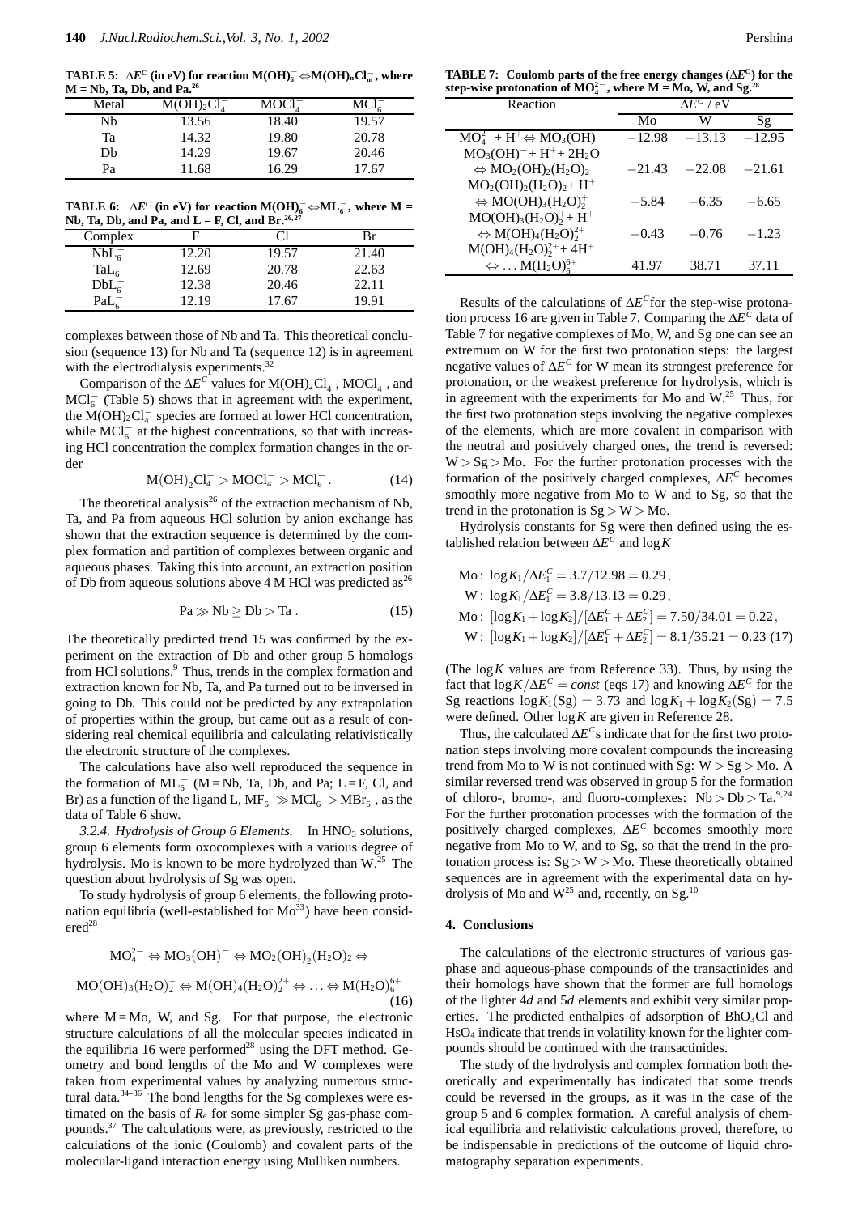**TABLE 5:** $\Delta E^C$ **(in eV) for reaction** $M(OH)_6^- \Leftrightarrow M(OH)_nCl_m^-$**, where M = Nb, Ta, Db, and Pa.**[26]

| Metal | $M(OH)_2Cl_4^-$ | $MOCl_4^-$ | $MCl_6^-$ |
|---|---|---|---|
| Nb | 13.56 | 18.40 | 19.57 |
| Ta | 14.32 | 19.80 | 20.78 |
| Db | 14.29 | 19.67 | 20.46 |
| Pa | 11.68 | 16.29 | 17.67 |

**TABLE 6:** $\Delta E^C$ **(in eV) for reaction** $M(OH)_6^- \Leftrightarrow ML_6^-$**, where M = Nb, Ta, Db, and Pa, and L = F, Cl, and Br.**[26,27]

| Complex | F | Cl | Br |
|---|---|---|---|
| $NbL_6^-$ | 12.20 | 19.57 | 21.40 |
| $TaL_6^-$ | 12.69 | 20.78 | 22.63 |
| $DbL_6^-$ | 12.38 | 20.46 | 22.11 |
| $PaL_6^-$ | 12.19 | 17.67 | 19.91 |

complexes between those of Nb and Ta. This theoretical conclusion (sequence 13) for Nb and Ta (sequence 12) is in agreement with the electrodialysis experiments.[32]

Comparison of the $\Delta E^C$ values for $M(OH)_2Cl_4^-$, $MOCl_4^-$, and $MCl_6^-$ (Table 5) shows that in agreement with the experiment, the $M(OH)_2Cl_4^-$ species are formed at lower HCl concentration, while $MCl_6^-$ at the highest concentrations, so that with increasing HCl concentration the complex formation changes in the order

$$M(OH)_2Cl_4^- > MOCl_4^- > MCl_6^- . \tag{14}$$

The theoretical analysis[26] of the extraction mechanism of Nb, Ta, and Pa from aqueous HCl solution by anion exchange has shown that the extraction sequence is determined by the complex formation and partition of complexes between organic and aqueous phases. Taking this into account, an extraction position of Db from aqueous solutions above 4 M HCl was predicted as[26]

$$Pa \gg Nb \geq Db > Ta . \tag{15}$$

The theoretically predicted trend 15 was confirmed by the experiment on the extraction of Db and other group 5 homologs from HCl solutions.[9] Thus, trends in the complex formation and extraction known for Nb, Ta, and Pa turned out to be inversed in going to Db. This could not be predicted by any extrapolation of properties within the group, but came out as a result of considering real chemical equilibria and calculating relativistically the electronic structure of the complexes.

The calculations have also well reproduced the sequence in the formation of $ML_6^-$ (M = Nb, Ta, Db, and Pa; L = F, Cl, and Br) as a function of the ligand L, $MF_6^- \gg MCl_6^- > MBr_6^-$, as the data of Table 6 show.

*3.2.4. Hydrolysis of Group 6 Elements.* In $HNO_3$ solutions, group 6 elements form oxocomplexes with a various degree of hydrolysis. Mo is known to be more hydrolyzed than W.[25] The question about hydrolysis of Sg was open.

To study hydrolysis of group 6 elements, the following protonation equilibria (well-established for Mo[33]) have been considered[28]

$$MO_4^{2-} \Leftrightarrow MO_3(OH)^- \Leftrightarrow MO_2(OH)_2(H_2O)_2 \Leftrightarrow$$

$$MO(OH)_3(H_2O)_2^+ \Leftrightarrow M(OH)_4(H_2O)_2^{2+} \Leftrightarrow \ldots \Leftrightarrow M(H_2O)_6^{6+} \tag{16}$$

where M = Mo, W, and Sg. For that purpose, the electronic structure calculations of all the molecular species indicated in the equilibria 16 were performed[28] using the DFT method. Geometry and bond lengths of the Mo and W complexes were taken from experimental values by analyzing numerous structural data.[34–36] The bond lengths for the Sg complexes were estimated on the basis of $R_e$ for some simpler Sg gas-phase compounds.[37] The calculations were, as previously, restricted to the calculations of the ionic (Coulomb) and covalent parts of the molecular-ligand interaction energy using Mulliken numbers.

**TABLE 7: Coulomb parts of the free energy changes (**$\Delta E^C$**) for the step-wise protonation of** $MO_4^{2-}$**, where M = Mo, W, and Sg.**[28]

| Reaction | $\Delta E^C$ / eV | | |
|---|---|---|---|
| | Mo | W | Sg |
| $MO_4^{2-} + H^+ \Leftrightarrow MO_3(OH)^-$ | −12.98 | −13.13 | −12.95 |
| $MO_3(OH)^- + H^+ + 2H_2O \Leftrightarrow MO_2(OH)_2(H_2O)_2$ | −21.43 | −22.08 | −21.61 |
| $MO_2(OH)_2(H_2O)_2 + H^+ \Leftrightarrow MO(OH)_3(H_2O)_2^+$ | −5.84 | −6.35 | −6.65 |
| $MO(OH)_3(H_2O)_2^+ + H^+ \Leftrightarrow M(OH)_4(H_2O)_2^{2+}$ | −0.43 | −0.76 | −1.23 |
| $M(OH)_4(H_2O)_2^{2+} + 4H^+ \Leftrightarrow \ldots M(H_2O)_6^{6+}$ | 41.97 | 38.71 | 37.11 |

Results of the calculations of $\Delta E^C$ for the step-wise protonation process 16 are given in Table 7. Comparing the $\Delta E^C$ data of Table 7 for negative complexes of Mo, W, and Sg one can see an extremum on W for the first two protonation steps: the largest negative values of $\Delta E^C$ for W mean its strongest preference for protonation, or the weakest preference for hydrolysis, which is in agreement with the experiments for Mo and W.[25] Thus, for the first two protonation steps involving the negative complexes of the elements, which are more covalent in comparison with the neutral and positively charged ones, the trend is reversed: W > Sg > Mo. For the further protonation processes with the formation of the positively charged complexes, $\Delta E^C$ becomes smoothly more negative from Mo to W and to Sg, so that the trend in the protonation is Sg > W > Mo.

Hydrolysis constants for Sg were then defined using the established relation between $\Delta E^C$ and $\log K$

$$\begin{aligned}
&\text{Mo: } \log K_1/\Delta E_1^C = 3.7/12.98 = 0.29, \\
&\text{W: } \log K_1/\Delta E_1^C = 3.8/13.13 = 0.29, \\
&\text{Mo: } [\log K_1 + \log K_2]/[\Delta E_1^C + \Delta E_2^C] = 7.50/34.01 = 0.22, \\
&\text{W: } [\log K_1 + \log K_2]/[\Delta E_1^C + \Delta E_2^C] = 8.1/35.21 = 0.23
\end{aligned} \tag{17}$$

(The $\log K$ values are from Reference 33). Thus, by using the fact that $\log K/\Delta E^C = const$ (eqs 17) and knowing $\Delta E^C$ for the Sg reactions $\log K_1(\text{Sg}) = 3.73$ and $\log K_1 + \log K_2(\text{Sg}) = 7.5$ were defined. Other $\log K$ are given in Reference 28.

Thus, the calculated $\Delta E^C$s indicate that for the first two protonation steps involving more covalent compounds the increasing trend from Mo to W is not continued with Sg: W > Sg > Mo. A similar reversed trend was observed in group 5 for the formation of chloro-, bromo-, and fluoro-complexes: Nb > Db > Ta.[9,24] For the further protonation processes with the formation of the positively charged complexes, $\Delta E^C$ becomes smoothly more negative from Mo to W, and to Sg, so that the trend in the protonation process is: Sg > W > Mo. These theoretically obtained sequences are in agreement with the experimental data on hydrolysis of Mo and W[25] and, recently, on Sg.[10]

## 4. Conclusions

The calculations of the electronic structures of various gas-phase and aqueous-phase compounds of the transactinides and their homologs have shown that the former are full homologs of the lighter *4d* and *5d* elements and exhibit very similar properties. The predicted enthalpies of adsorption of $BhO_3Cl$ and $HsO_4$ indicate that trends in volatility known for the lighter compounds should be continued with the transactinides.

The study of the hydrolysis and complex formation both theoretically and experimentally has indicated that some trends could be reversed in the groups, as it was in the case of the group 5 and 6 complex formation. A careful analysis of chemical equilibria and relativistic calculations proved, therefore, to be indispensable in predictions of the outcome of liquid chromatography separation experiments.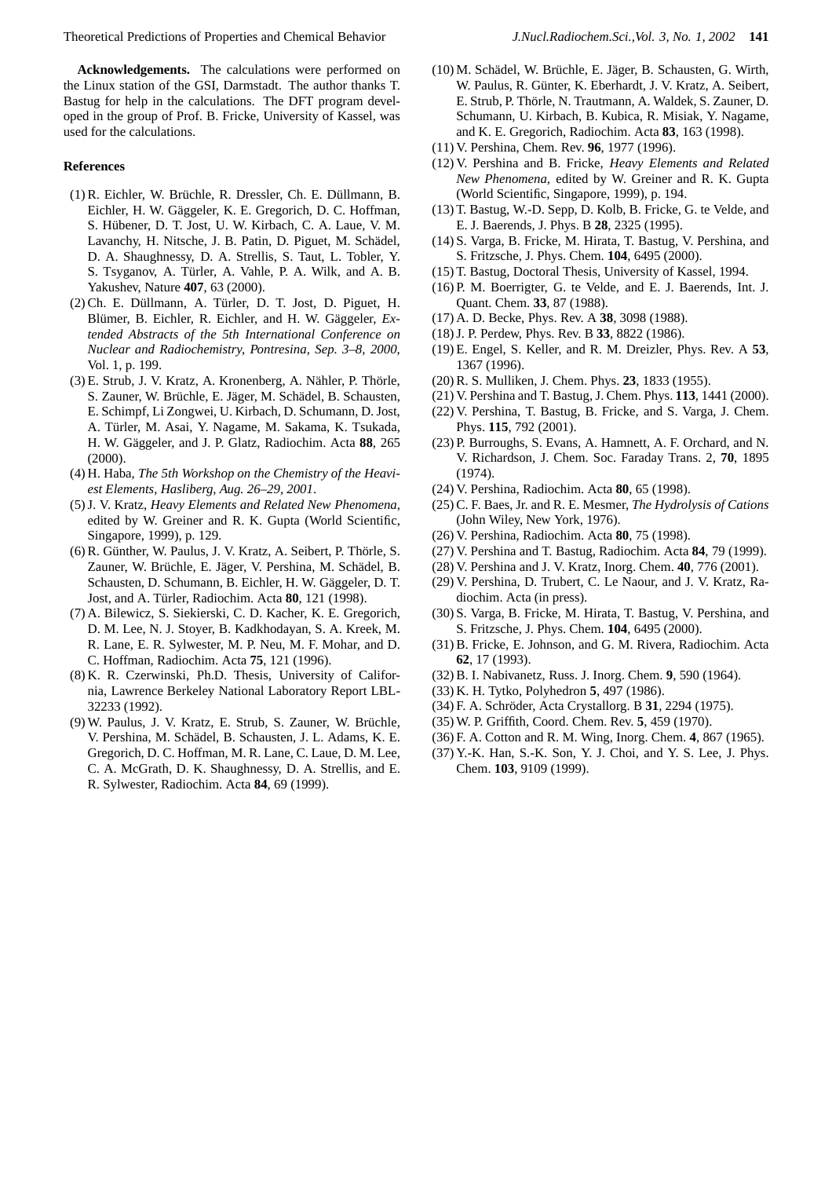**Acknowledgements.** The calculations were performed on the Linux station of the GSI, Darmstadt. The author thanks T. Bastug for help in the calculations. The DFT program developed in the group of Prof. B. Fricke, University of Kassel, was used for the calculations.

## References

(1) R. Eichler, W. Brüchle, R. Dressler, Ch. E. Düllmann, B. Eichler, H. W. Gäggeler, K. E. Gregorich, D. C. Hoffman, S. Hübener, D. T. Jost, U. W. Kirbach, C. A. Laue, V. M. Lavanchy, H. Nitsche, J. B. Patin, D. Piguet, M. Schädel, D. A. Shaughnessy, D. A. Strellis, S. Taut, L. Tobler, Y. S. Tsyganov, A. Türler, A. Vahle, P. A. Wilk, and A. B. Yakushev, Nature **407**, 63 (2000).

(2) Ch. E. Düllmann, A. Türler, D. T. Jost, D. Piguet, H. Blümer, B. Eichler, R. Eichler, and H. W. Gäggeler, *Extended Abstracts of the 5th International Conference on Nuclear and Radiochemistry, Pontresina, Sep. 3–8, 2000*, Vol. 1, p. 199.

(3) E. Strub, J. V. Kratz, A. Kronenberg, A. Nähler, P. Thörle, S. Zauner, W. Brüchle, E. Jäger, M. Schädel, B. Schausten, E. Schimpf, Li Zongwei, U. Kirbach, D. Schumann, D. Jost, A. Türler, M. Asai, Y. Nagame, M. Sakama, K. Tsukada, H. W. Gäggeler, and J. P. Glatz, Radiochim. Acta **88**, 265 (2000).

(4) H. Haba, *The 5th Workshop on the Chemistry of the Heaviest Elements, Hasliberg, Aug. 26–29, 2001*.

(5) J. V. Kratz, *Heavy Elements and Related New Phenomena*, edited by W. Greiner and R. K. Gupta (World Scientific, Singapore, 1999), p. 129.

(6) R. Günther, W. Paulus, J. V. Kratz, A. Seibert, P. Thörle, S. Zauner, W. Brüchle, E. Jäger, V. Pershina, M. Schädel, B. Schausten, D. Schumann, B. Eichler, H. W. Gäggeler, D. T. Jost, and A. Türler, Radiochim. Acta **80**, 121 (1998).

(7) A. Bilewicz, S. Siekierski, C. D. Kacher, K. E. Gregorich, D. M. Lee, N. J. Stoyer, B. Kadkhodayan, S. A. Kreek, M. R. Lane, E. R. Sylwester, M. P. Neu, M. F. Mohar, and D. C. Hoffman, Radiochim. Acta **75**, 121 (1996).

(8) K. R. Czerwinski, Ph.D. Thesis, University of California, Lawrence Berkeley National Laboratory Report LBL-32233 (1992).

(9) W. Paulus, J. V. Kratz, E. Strub, S. Zauner, W. Brüchle, V. Pershina, M. Schädel, B. Schausten, J. L. Adams, K. E. Gregorich, D. C. Hoffman, M. R. Lane, C. Laue, D. M. Lee, C. A. McGrath, D. K. Shaughnessy, D. A. Strellis, and E. R. Sylwester, Radiochim. Acta **84**, 69 (1999).

(10) M. Schädel, W. Brüchle, E. Jäger, B. Schausten, G. Wirth, W. Paulus, R. Günter, K. Eberhardt, J. V. Kratz, A. Seibert, E. Strub, P. Thörle, N. Trautmann, A. Waldek, S. Zauner, D. Schumann, U. Kirbach, B. Kubica, R. Misiak, Y. Nagame, and K. E. Gregorich, Radiochim. Acta **83**, 163 (1998).

(11) V. Pershina, Chem. Rev. **96**, 1977 (1996).

(12) V. Pershina and B. Fricke, *Heavy Elements and Related New Phenomena*, edited by W. Greiner and R. K. Gupta (World Scientific, Singapore, 1999), p. 194.

(13) T. Bastug, W.-D. Sepp, D. Kolb, B. Fricke, G. te Velde, and E. J. Baerends, J. Phys. B **28**, 2325 (1995).

(14) S. Varga, B. Fricke, M. Hirata, T. Bastug, V. Pershina, and S. Fritzsche, J. Phys. Chem. **104**, 6495 (2000).

(15) T. Bastug, Doctoral Thesis, University of Kassel, 1994.

(16) P. M. Boerrigter, G. te Velde, and E. J. Baerends, Int. J. Quant. Chem. **33**, 87 (1988).

(17) A. D. Becke, Phys. Rev. A **38**, 3098 (1988).

(18) J. P. Perdew, Phys. Rev. B **33**, 8822 (1986).

(19) E. Engel, S. Keller, and R. M. Dreizler, Phys. Rev. A **53**, 1367 (1996).

(20) R. S. Mulliken, J. Chem. Phys. **23**, 1833 (1955).

(21) V. Pershina and T. Bastug, J. Chem. Phys. **113**, 1441 (2000).

(22) V. Pershina, T. Bastug, B. Fricke, and S. Varga, J. Chem. Phys. **115**, 792 (2001).

(23) P. Burroughs, S. Evans, A. Hamnett, A. F. Orchard, and N. V. Richardson, J. Chem. Soc. Faraday Trans. 2, **70**, 1895 (1974).

(24) V. Pershina, Radiochim. Acta **80**, 65 (1998).

(25) C. F. Baes, Jr. and R. E. Mesmer, *The Hydrolysis of Cations* (John Wiley, New York, 1976).

(26) V. Pershina, Radiochim. Acta **80**, 75 (1998).

(27) V. Pershina and T. Bastug, Radiochim. Acta **84**, 79 (1999).

(28) V. Pershina and J. V. Kratz, Inorg. Chem. **40**, 776 (2001).

(29) V. Pershina, D. Trubert, C. Le Naour, and J. V. Kratz, Radiochim. Acta (in press).

(30) S. Varga, B. Fricke, M. Hirata, T. Bastug, V. Pershina, and S. Fritzsche, J. Phys. Chem. **104**, 6495 (2000).

(31) B. Fricke, E. Johnson, and G. M. Rivera, Radiochim. Acta **62**, 17 (1993).

(32) B. I. Nabivanetz, Russ. J. Inorg. Chem. **9**, 590 (1964).

(33) K. H. Tytko, Polyhedron **5**, 497 (1986).

(34) F. A. Schröder, Acta Crystallorg. B **31**, 2294 (1975).

(35) W. P. Griffith, Coord. Chem. Rev. **5**, 459 (1970).

(36) F. A. Cotton and R. M. Wing, Inorg. Chem. **4**, 867 (1965).

(37) Y.-K. Han, S.-K. Son, Y. J. Choi, and Y. S. Lee, J. Phys. Chem. **103**, 9109 (1999).